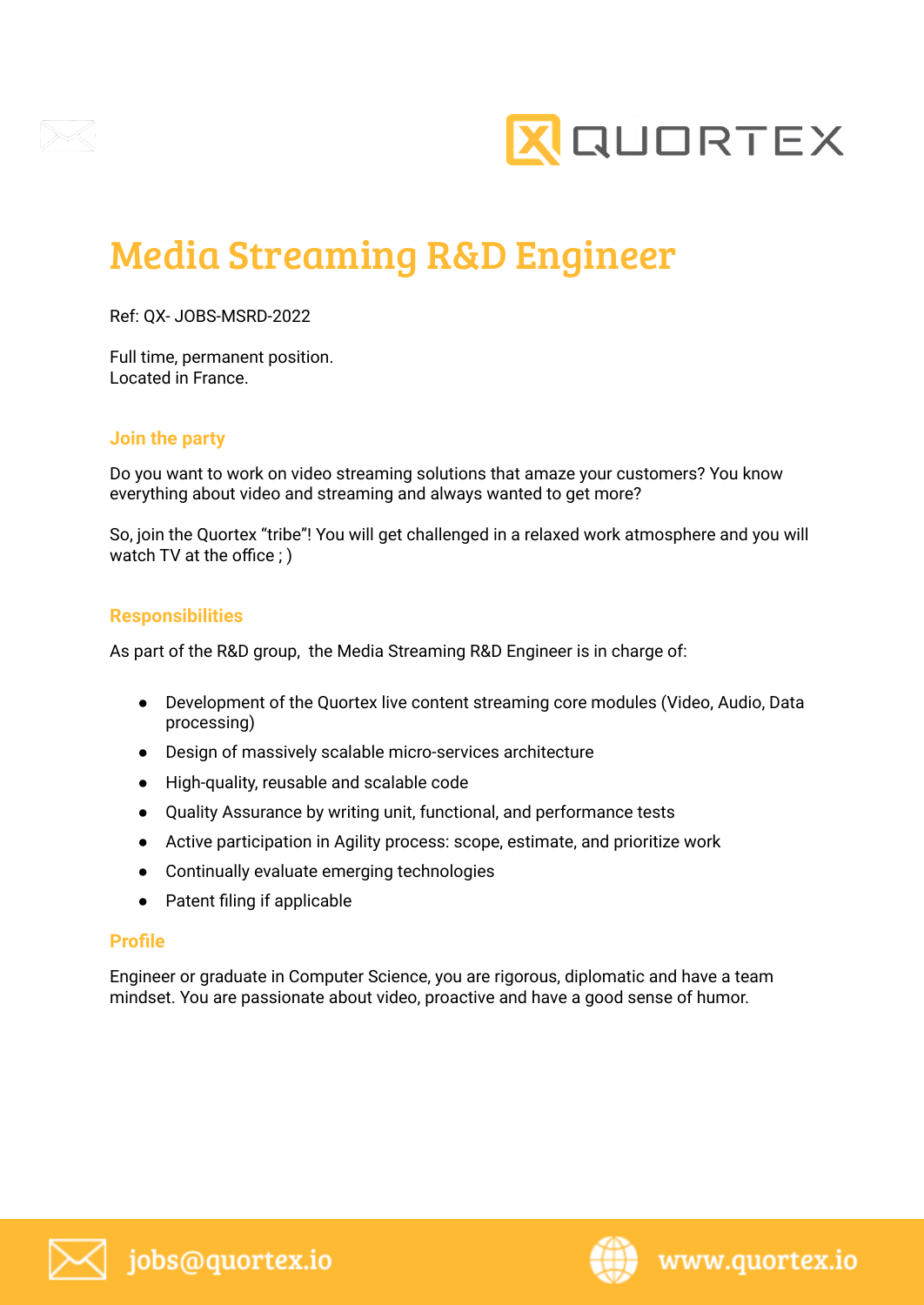# Media Streaming R&D Engineer

Ref: QX- JOBS-MSRD-2022

Full time, permanent position.
Located in France.

## Join the party

Do you want to work on video streaming solutions that amaze your customers? You know everything about video and streaming and always wanted to get more?

So, join the Quortex "tribe"! You will get challenged in a relaxed work atmosphere and you will watch TV at the office ; )

## Responsibilities

As part of the R&D group, the Media Streaming R&D Engineer is in charge of:

- Development of the Quortex live content streaming core modules (Video, Audio, Data processing)
- Design of massively scalable micro-services architecture
- High-quality, reusable and scalable code
- Quality Assurance by writing unit, functional, and performance tests
- Active participation in Agility process: scope, estimate, and prioritize work
- Continually evaluate emerging technologies
- Patent filing if applicable

## Profile

Engineer or graduate in Computer Science, you are rigorous, diplomatic and have a team mindset. You are passionate about video, proactive and have a good sense of humor.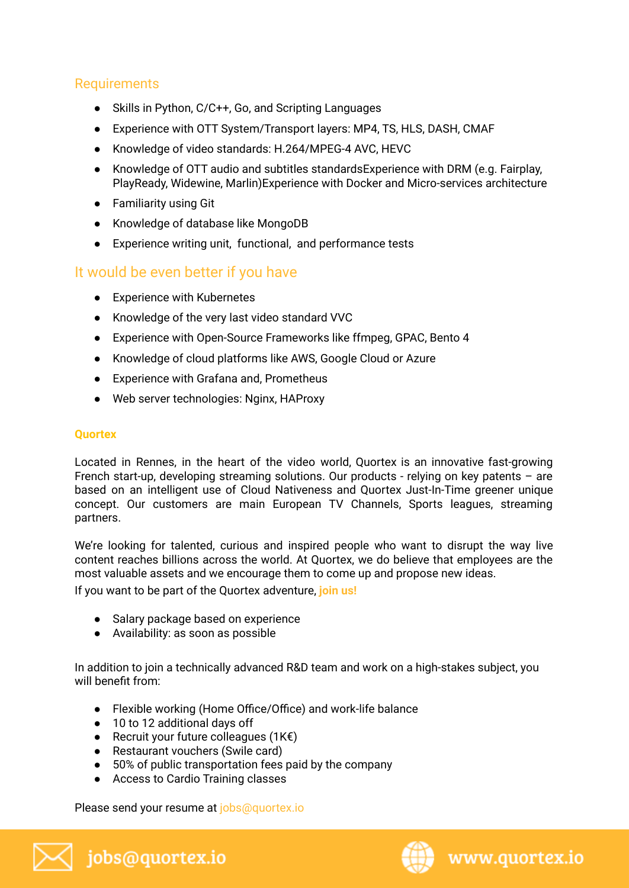## Requirements

- Skills in Python, C/C++, Go, and Scripting Languages
- Experience with OTT System/Transport layers: MP4, TS, HLS, DASH, CMAF
- Knowledge of video standards: H.264/MPEG-4 AVC, HEVC
- Knowledge of OTT audio and subtitles standardsExperience with DRM (e.g. Fairplay, PlayReady, Widewine, Marlin)Experience with Docker and Micro-services architecture
- Familiarity using Git
- Knowledge of database like MongoDB
- Experience writing unit, functional, and performance tests

## It would be even better if you have

- Experience with Kubernetes
- Knowledge of the very last video standard VVC
- Experience with Open-Source Frameworks like ffmpeg, GPAC, Bento 4
- Knowledge of cloud platforms like AWS, Google Cloud or Azure
- Experience with Grafana and, Prometheus
- Web server technologies: Nginx, HAProxy

**Quortex**

Located in Rennes, in the heart of the video world, Quortex is an innovative fast-growing French start-up, developing streaming solutions. Our products - relying on key patents – are based on an intelligent use of Cloud Nativeness and Quortex Just-In-Time greener unique concept. Our customers are main European TV Channels, Sports leagues, streaming partners.

We're looking for talented, curious and inspired people who want to disrupt the way live content reaches billions across the world. At Quortex, we do believe that employees are the most valuable assets and we encourage them to come up and propose new ideas.

If you want to be part of the Quortex adventure, **join us!**

- Salary package based on experience
- Availability: as soon as possible

In addition to join a technically advanced R&D team and work on a high-stakes subject, you will benefit from:

- Flexible working (Home Office/Office) and work-life balance
- 10 to 12 additional days off
- Recruit your future colleagues (1K€)
- Restaurant vouchers (Swile card)
- 50% of public transportation fees paid by the company
- Access to Cardio Training classes

Please send your resume at jobs@quortex.io

jobs@quortex.io www.quortex.io